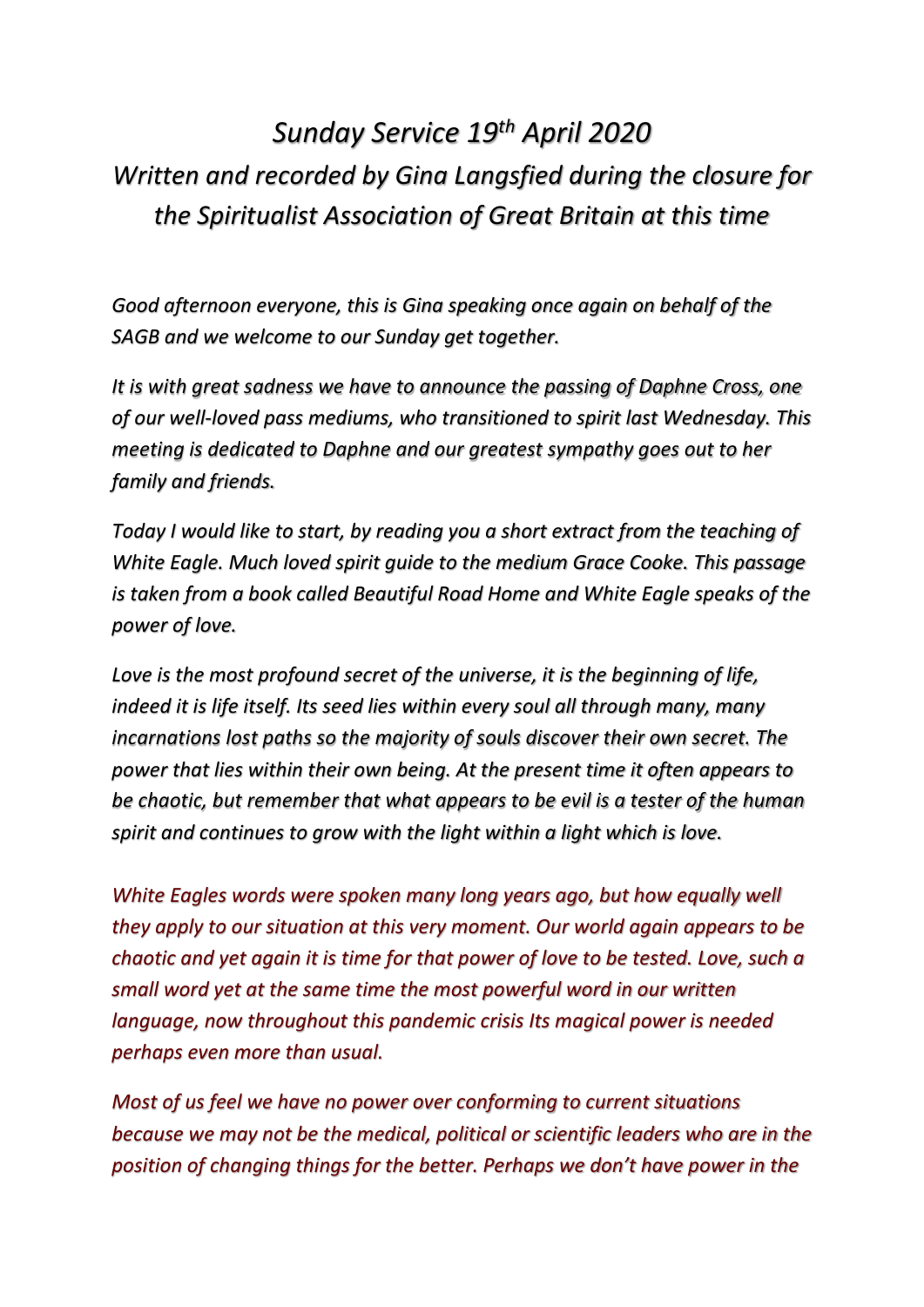# *Sunday Service 19th April 2020*

## *Written and recorded by Gina Langsfied during the closure for the Spiritualist Association of Great Britain at this time*

*Good afternoon everyone, this is Gina speaking once again on behalf of the SAGB and we welcome to our Sunday get together.*

*It is with great sadness we have to announce the passing of Daphne Cross, one of our well-loved pass mediums, who transitioned to spirit last Wednesday. This meeting is dedicated to Daphne and our greatest sympathy goes out to her family and friends.*

*Today I would like to start, by reading you a short extract from the teaching of White Eagle. Much loved spirit guide to the medium Grace Cooke. This passage is taken from a book called Beautiful Road Home and White Eagle speaks of the power of love.*

*Love is the most profound secret of the universe, it is the beginning of life, indeed it is life itself. Its seed lies within every soul all through many, many incarnations lost paths so the majority of souls discover their own secret. The power that lies within their own being. At the present time it often appears to be chaotic, but remember that what appears to be evil is a tester of the human spirit and continues to grow with the light within a light which is love.*

*White Eagles words were spoken many long years ago, but how equally well they apply to our situation at this very moment. Our world again appears to be chaotic and yet again it is time for that power of love to be tested. Love, such a small word yet at the same time the most powerful word in our written language, now throughout this pandemic crisis Its magical power is needed perhaps even more than usual.*

*Most of us feel we have no power over conforming to current situations because we may not be the medical, political or scientific leaders who are in the position of changing things for the better. Perhaps we don't have power in the*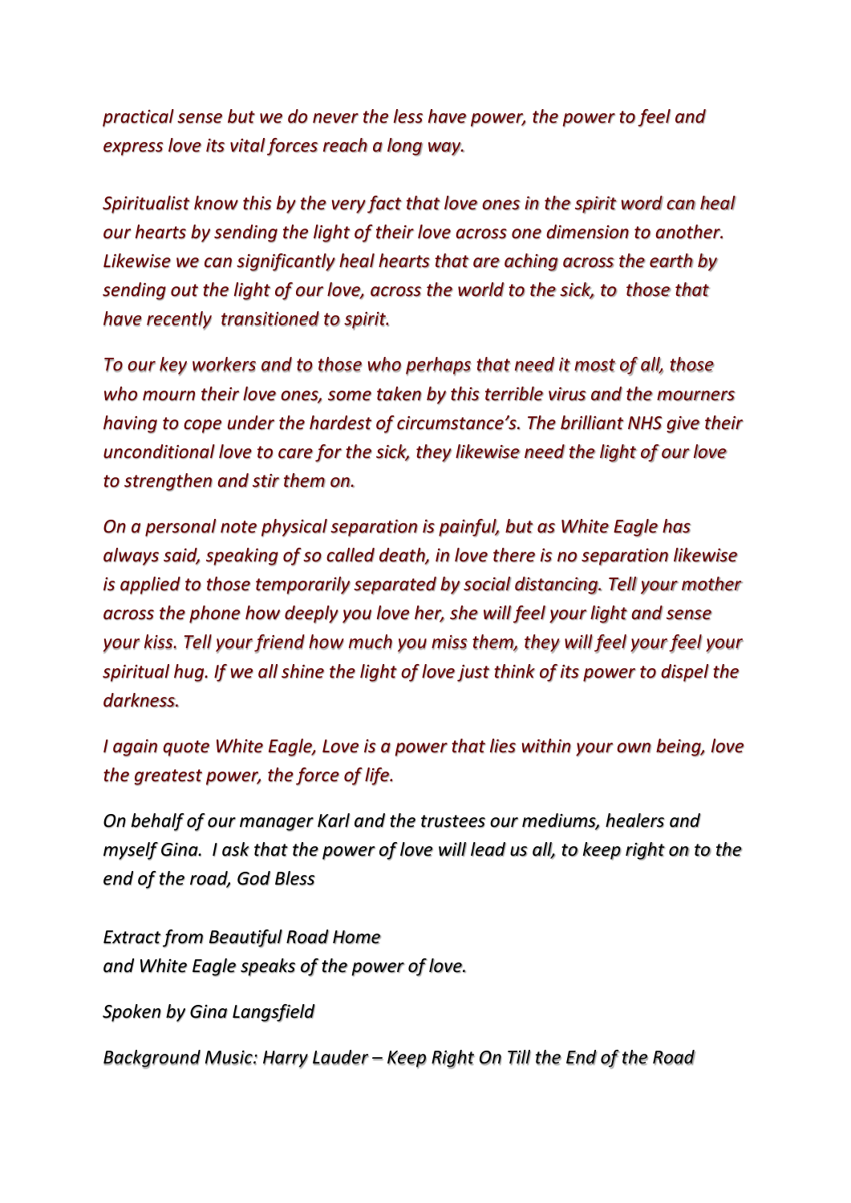*practical sense but we do never the less have power, the power to feel and express love its vital forces reach a long way.*

*Spiritualist know this by the very fact that love ones in the spirit word can heal our hearts by sending the light of their love across one dimension to another. Likewise we can significantly heal hearts that are aching across the earth by sending out the light of our love, across the world to the sick, to those that have recently transitioned to spirit.*

*To our key workers and to those who perhaps that need it most of all, those who mourn their love ones, some taken by this terrible virus and the mourners having to cope under the hardest of circumstance's. The brilliant NHS give their unconditional love to care for the sick, they likewise need the light of our love to strengthen and stir them on.*

*On a personal note physical separation is painful, but as White Eagle has always said, speaking of so called death, in love there is no separation likewise is applied to those temporarily separated by social distancing. Tell your mother across the phone how deeply you love her, she will feel your light and sense your kiss. Tell your friend how much you miss them, they will feel your feel your spiritual hug. If we all shine the light of love just think of its power to dispel the darkness.*

*I again quote White Eagle, Love is a power that lies within your own being, love the greatest power, the force of life.*

*On behalf of our manager Karl and the trustees our mediums, healers and myself Gina. I ask that the power of love will lead us all, to keep right on to the end of the road, God Bless*

*Extract from Beautiful Road Home*
*and White Eagle speaks of the power of love.*

*Spoken by Gina Langsfield*

*Background Music: Harry Lauder – Keep Right On Till the End of the Road*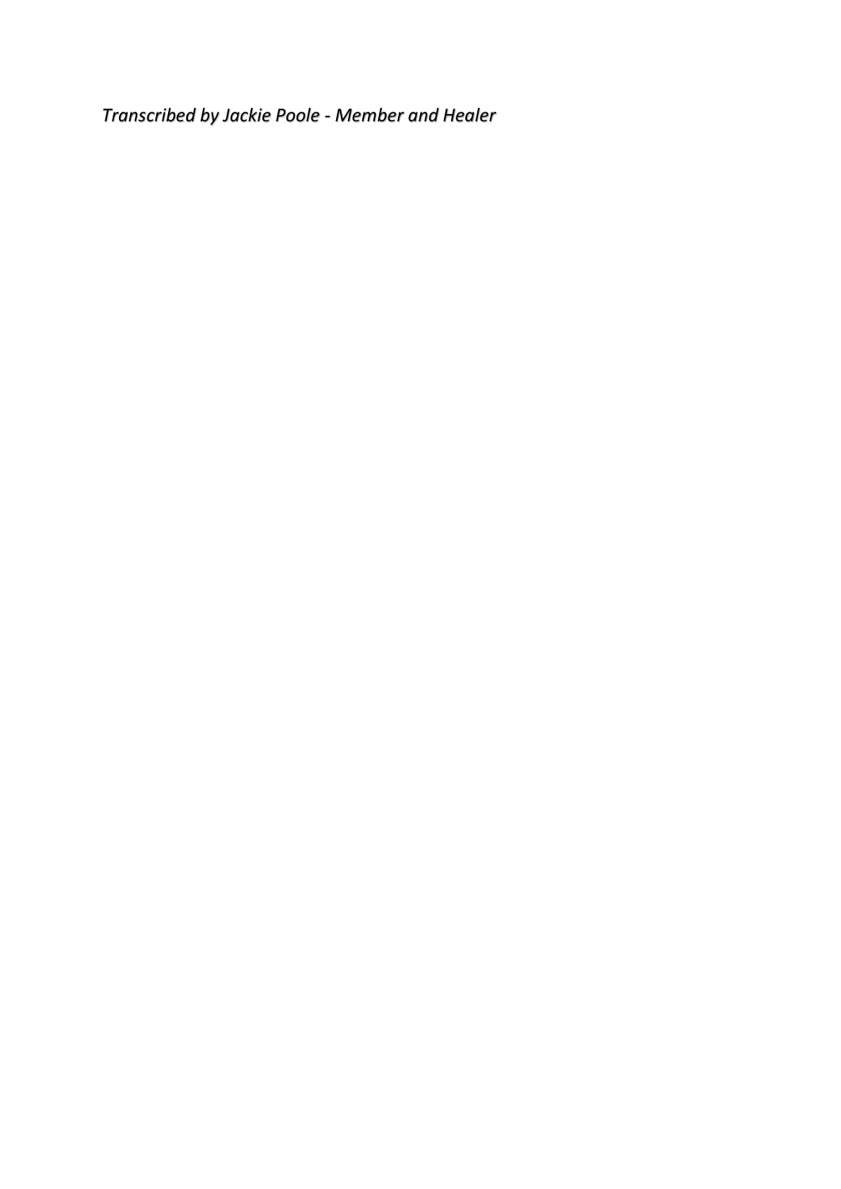*Transcribed by Jackie Poole - Member and Healer*